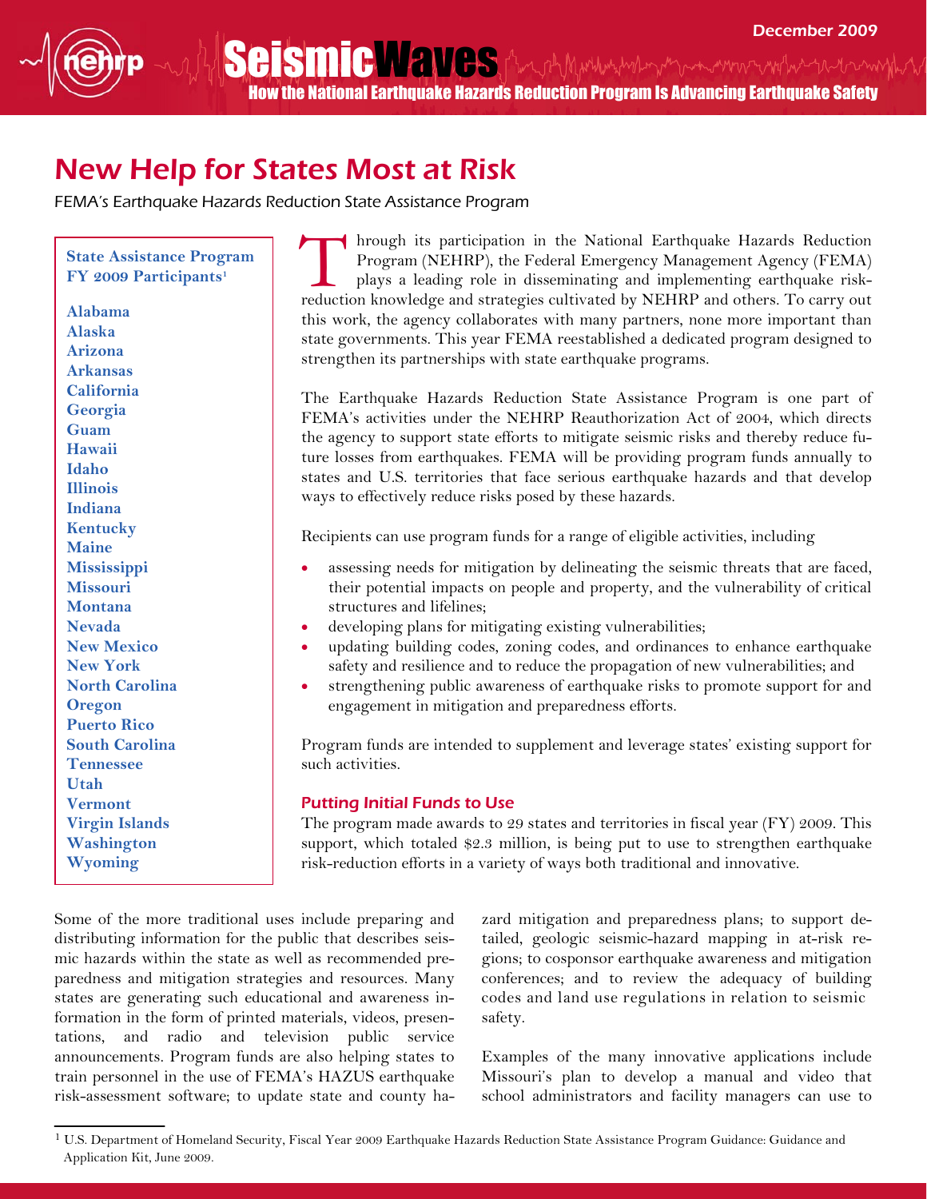# New Help for States Most at Risk

*FEMA's Earthquake Hazards Reduction State Assistance Program*

**State Assistance Program FY 2009 Participants**[1]

- Alabama
- Alaska
- Arizona
- Arkansas
- California
- Georgia
- Guam
- Hawaii
- Idaho
- Illinois
- Indiana
- Kentucky
- Maine
- Mississippi
- Missouri
- Montana
- Nevada
- New Mexico
- New York
- North Carolina
- Oregon
- Puerto Rico
- South Carolina
- Tennessee
- Utah
- Vermont
- Virgin Islands
- Washington
- Wyoming

Through its participation in the National Earthquake Hazards Reduction Program (NEHRP), the Federal Emergency Management Agency (FEMA) plays a leading role in disseminating and implementing earthquake risk-reduction knowledge and strategies cultivated by NEHRP and others. To carry out this work, the agency collaborates with many partners, none more important than state governments. This year FEMA reestablished a dedicated program designed to strengthen its partnerships with state earthquake programs.

The Earthquake Hazards Reduction State Assistance Program is one part of FEMA's activities under the NEHRP Reauthorization Act of 2004, which directs the agency to support state efforts to mitigate seismic risks and thereby reduce future losses from earthquakes. FEMA will be providing program funds annually to states and U.S. territories that face serious earthquake hazards and that develop ways to effectively reduce risks posed by these hazards.

Recipients can use program funds for a range of eligible activities, including

- assessing needs for mitigation by delineating the seismic threats that are faced, their potential impacts on people and property, and the vulnerability of critical structures and lifelines;
- developing plans for mitigating existing vulnerabilities;
- updating building codes, zoning codes, and ordinances to enhance earthquake safety and resilience and to reduce the propagation of new vulnerabilities; and
- strengthening public awareness of earthquake risks to promote support for and engagement in mitigation and preparedness efforts.

Program funds are intended to supplement and leverage states' existing support for such activities.

### Putting Initial Funds to Use

The program made awards to 29 states and territories in fiscal year (FY) 2009. This support, which totaled $2.3 million, is being put to use to strengthen earthquake risk-reduction efforts in a variety of ways both traditional and innovative.

Some of the more traditional uses include preparing and distributing information for the public that describes seismic hazards within the state as well as recommended preparedness and mitigation strategies and resources. Many states are generating such educational and awareness information in the form of printed materials, videos, presentations, and radio and television public service announcements. Program funds are also helping states to train personnel in the use of FEMA's HAZUS earthquake risk-assessment software; to update state and county hazard mitigation and preparedness plans; to support detailed, geologic seismic-hazard mapping in at-risk regions; to cosponsor earthquake awareness and mitigation conferences; and to review the adequacy of building codes and land use regulations in relation to seismic safety.

Examples of the many innovative applications include Missouri's plan to develop a manual and video that school administrators and facility managers can use to

[1] U.S. Department of Homeland Security, Fiscal Year 2009 Earthquake Hazards Reduction State Assistance Program Guidance: Guidance and Application Kit, June 2009.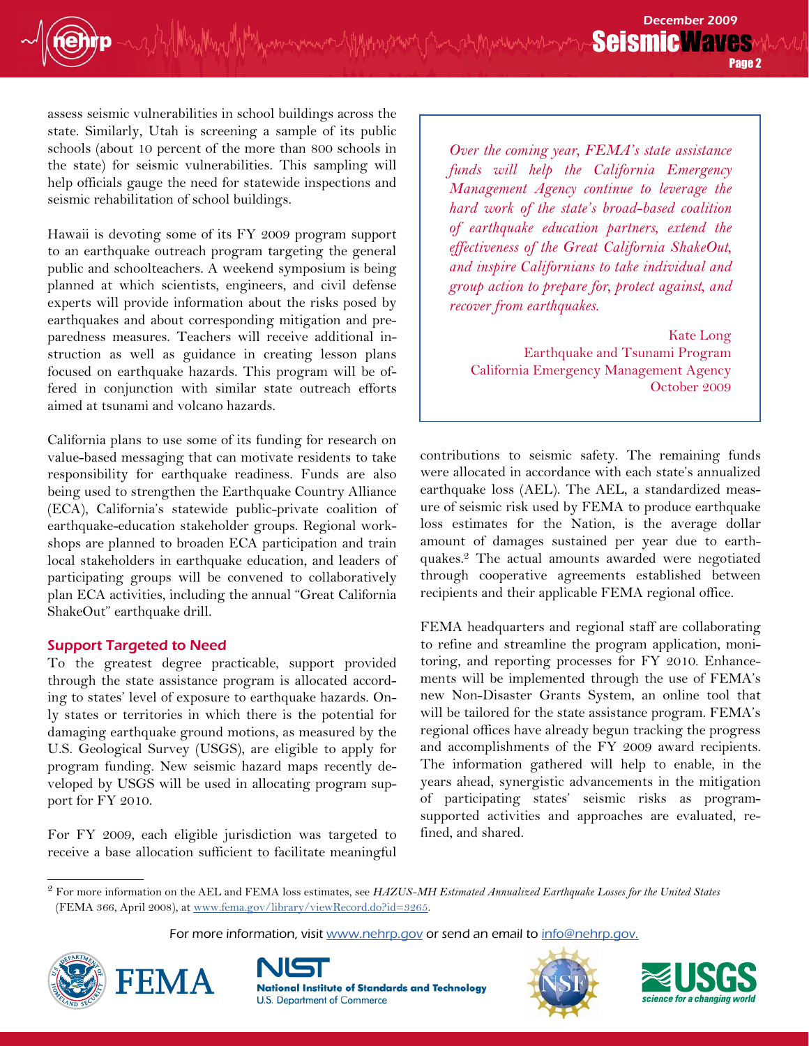assess seismic vulnerabilities in school buildings across the state. Similarly, Utah is screening a sample of its public schools (about 10 percent of the more than 800 schools in the state) for seismic vulnerabilities. This sampling will help officials gauge the need for statewide inspections and seismic rehabilitation of school buildings.

Hawaii is devoting some of its FY 2009 program support to an earthquake outreach program targeting the general public and schoolteachers. A weekend symposium is being planned at which scientists, engineers, and civil defense experts will provide information about the risks posed by earthquakes and about corresponding mitigation and preparedness measures. Teachers will receive additional instruction as well as guidance in creating lesson plans focused on earthquake hazards. This program will be offered in conjunction with similar state outreach efforts aimed at tsunami and volcano hazards.

California plans to use some of its funding for research on value-based messaging that can motivate residents to take responsibility for earthquake readiness. Funds are also being used to strengthen the Earthquake Country Alliance (ECA), California's statewide public-private coalition of earthquake-education stakeholder groups. Regional workshops are planned to broaden ECA participation and train local stakeholders in earthquake education, and leaders of participating groups will be convened to collaboratively plan ECA activities, including the annual "Great California ShakeOut" earthquake drill.

> *Over the coming year, FEMA's state assistance funds will help the California Emergency Management Agency continue to leverage the hard work of the state's broad-based coalition of earthquake education partners, extend the effectiveness of the Great California ShakeOut, and inspire Californians to take individual and group action to prepare for, protect against, and recover from earthquakes.*
>
> Kate Long
> Earthquake and Tsunami Program
> California Emergency Management Agency
> October 2009

### Support Targeted to Need

To the greatest degree practicable, support provided through the state assistance program is allocated according to states' level of exposure to earthquake hazards. Only states or territories in which there is the potential for damaging earthquake ground motions, as measured by the U.S. Geological Survey (USGS), are eligible to apply for program funding. New seismic hazard maps recently developed by USGS will be used in allocating program support for FY 2010.

For FY 2009, each eligible jurisdiction was targeted to receive a base allocation sufficient to facilitate meaningful contributions to seismic safety. The remaining funds were allocated in accordance with each state's annualized earthquake loss (AEL). The AEL, a standardized measure of seismic risk used by FEMA to produce earthquake loss estimates for the Nation, is the average dollar amount of damages sustained per year due to earthquakes.[2] The actual amounts awarded were negotiated through cooperative agreements established between recipients and their applicable FEMA regional office.

FEMA headquarters and regional staff are collaborating to refine and streamline the program application, monitoring, and reporting processes for FY 2010. Enhancements will be implemented through the use of FEMA's new Non-Disaster Grants System, an online tool that will be tailored for the state assistance program. FEMA's regional offices have already begun tracking the progress and accomplishments of the FY 2009 award recipients. The information gathered will help to enable, in the years ahead, synergistic advancements in the mitigation of participating states' seismic risks as program-supported activities and approaches are evaluated, refined, and shared.

---

[2] For more information on the AEL and FEMA loss estimates, see *HAZUS-MH Estimated Annualized Earthquake Losses for the United States* (FEMA 366, April 2008), at www.fema.gov/library/viewRecord.do?id=3265.

For more information, visit www.nehrp.gov or send an email to info@nehrp.gov.